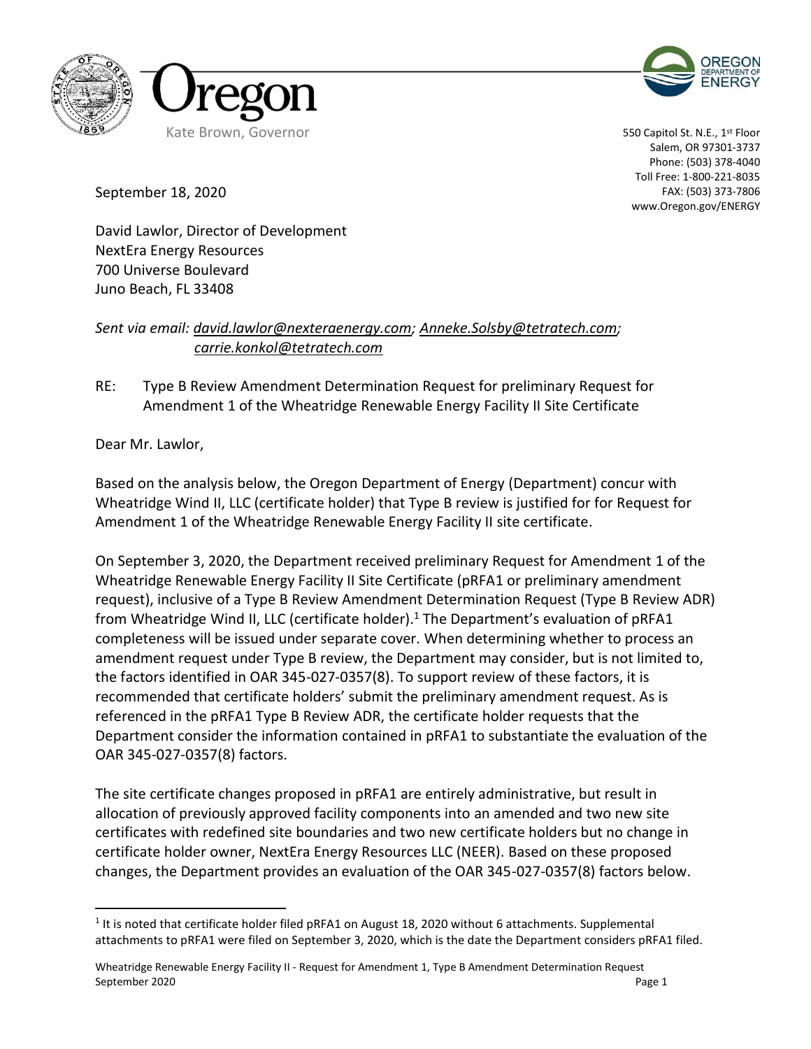Oregon

Kate Brown, Governor

OREGON DEPARTMENT OF ENERGY

550 Capitol St. N.E., 1st Floor
Salem, OR 97301-3737
Phone: (503) 378-4040
Toll Free: 1-800-221-8035
FAX: (503) 373-7806
www.Oregon.gov/ENERGY

September 18, 2020

David Lawlor, Director of Development
NextEra Energy Resources
700 Universe Boulevard
Juno Beach, FL 33408

*Sent via email: david.lawlor@nexteraenergy.com; Anneke.Solsby@tetratech.com; carrie.konkol@tetratech.com*

RE: Type B Review Amendment Determination Request for preliminary Request for Amendment 1 of the Wheatridge Renewable Energy Facility II Site Certificate

Dear Mr. Lawlor,

Based on the analysis below, the Oregon Department of Energy (Department) concur with Wheatridge Wind II, LLC (certificate holder) that Type B review is justified for for Request for Amendment 1 of the Wheatridge Renewable Energy Facility II site certificate.

On September 3, 2020, the Department received preliminary Request for Amendment 1 of the Wheatridge Renewable Energy Facility II Site Certificate (pRFA1 or preliminary amendment request), inclusive of a Type B Review Amendment Determination Request (Type B Review ADR) from Wheatridge Wind II, LLC (certificate holder).[1] The Department's evaluation of pRFA1 completeness will be issued under separate cover. When determining whether to process an amendment request under Type B review, the Department may consider, but is not limited to, the factors identified in OAR 345-027-0357(8). To support review of these factors, it is recommended that certificate holders' submit the preliminary amendment request. As is referenced in the pRFA1 Type B Review ADR, the certificate holder requests that the Department consider the information contained in pRFA1 to substantiate the evaluation of the OAR 345-027-0357(8) factors.

The site certificate changes proposed in pRFA1 are entirely administrative, but result in allocation of previously approved facility components into an amended and two new site certificates with redefined site boundaries and two new certificate holders but no change in certificate holder owner, NextEra Energy Resources LLC (NEER). Based on these proposed changes, the Department provides an evaluation of the OAR 345-027-0357(8) factors below.

[1] It is noted that certificate holder filed pRFA1 on August 18, 2020 without 6 attachments. Supplemental attachments to pRFA1 were filed on September 3, 2020, which is the date the Department considers pRFA1 filed.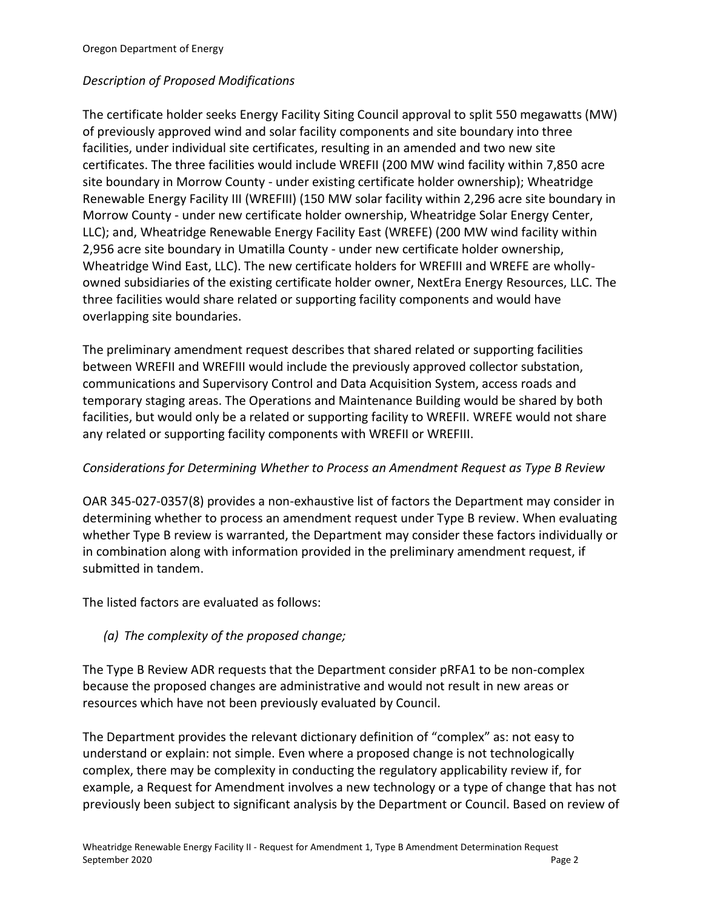*Description of Proposed Modifications*

The certificate holder seeks Energy Facility Siting Council approval to split 550 megawatts (MW) of previously approved wind and solar facility components and site boundary into three facilities, under individual site certificates, resulting in an amended and two new site certificates. The three facilities would include WREFII (200 MW wind facility within 7,850 acre site boundary in Morrow County - under existing certificate holder ownership); Wheatridge Renewable Energy Facility III (WREFIII) (150 MW solar facility within 2,296 acre site boundary in Morrow County - under new certificate holder ownership, Wheatridge Solar Energy Center, LLC); and, Wheatridge Renewable Energy Facility East (WREFE) (200 MW wind facility within 2,956 acre site boundary in Umatilla County - under new certificate holder ownership, Wheatridge Wind East, LLC). The new certificate holders for WREFIII and WREFE are wholly-owned subsidiaries of the existing certificate holder owner, NextEra Energy Resources, LLC. The three facilities would share related or supporting facility components and would have overlapping site boundaries.

The preliminary amendment request describes that shared related or supporting facilities between WREFII and WREFIII would include the previously approved collector substation, communications and Supervisory Control and Data Acquisition System, access roads and temporary staging areas. The Operations and Maintenance Building would be shared by both facilities, but would only be a related or supporting facility to WREFII. WREFE would not share any related or supporting facility components with WREFII or WREFIII.

*Considerations for Determining Whether to Process an Amendment Request as Type B Review*

OAR 345-027-0357(8) provides a non-exhaustive list of factors the Department may consider in determining whether to process an amendment request under Type B review. When evaluating whether Type B review is warranted, the Department may consider these factors individually or in combination along with information provided in the preliminary amendment request, if submitted in tandem.

The listed factors are evaluated as follows:

*(a) The complexity of the proposed change;*

The Type B Review ADR requests that the Department consider pRFA1 to be non-complex because the proposed changes are administrative and would not result in new areas or resources which have not been previously evaluated by Council.

The Department provides the relevant dictionary definition of "complex" as: not easy to understand or explain: not simple. Even where a proposed change is not technologically complex, there may be complexity in conducting the regulatory applicability review if, for example, a Request for Amendment involves a new technology or a type of change that has not previously been subject to significant analysis by the Department or Council. Based on review of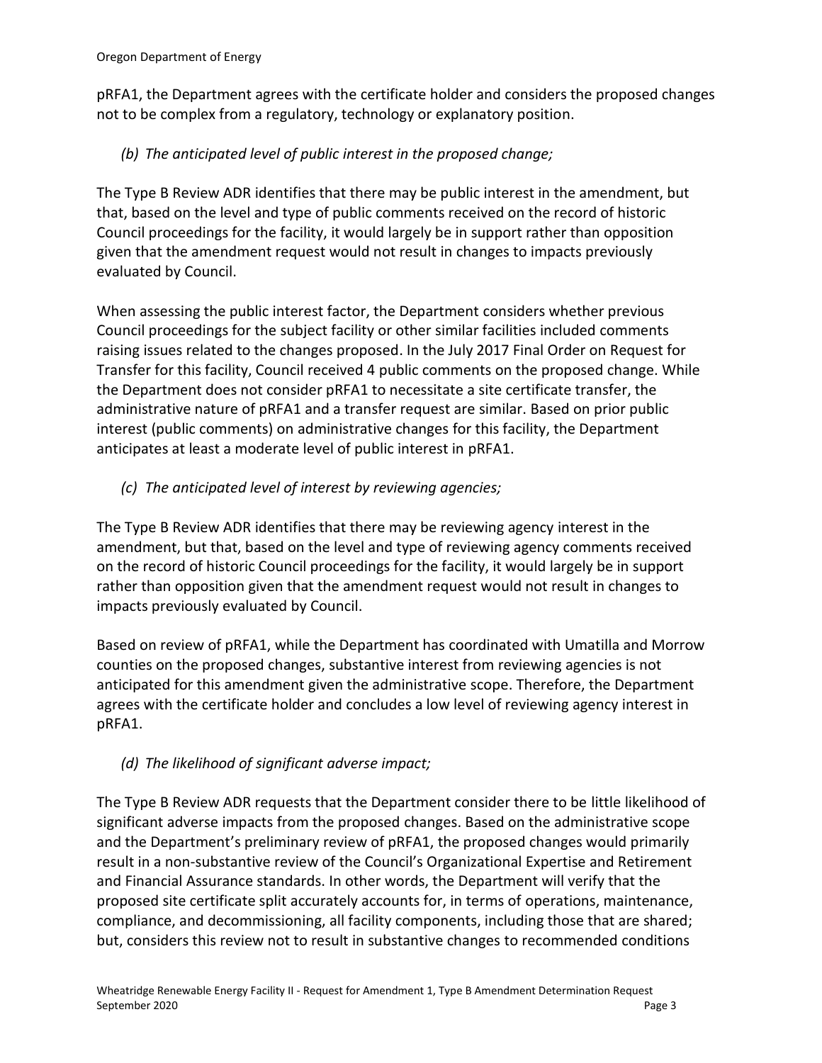pRFA1, the Department agrees with the certificate holder and considers the proposed changes not to be complex from a regulatory, technology or explanatory position.

*(b) The anticipated level of public interest in the proposed change;*

The Type B Review ADR identifies that there may be public interest in the amendment, but that, based on the level and type of public comments received on the record of historic Council proceedings for the facility, it would largely be in support rather than opposition given that the amendment request would not result in changes to impacts previously evaluated by Council.

When assessing the public interest factor, the Department considers whether previous Council proceedings for the subject facility or other similar facilities included comments raising issues related to the changes proposed. In the July 2017 Final Order on Request for Transfer for this facility, Council received 4 public comments on the proposed change. While the Department does not consider pRFA1 to necessitate a site certificate transfer, the administrative nature of pRFA1 and a transfer request are similar. Based on prior public interest (public comments) on administrative changes for this facility, the Department anticipates at least a moderate level of public interest in pRFA1.

*(c) The anticipated level of interest by reviewing agencies;*

The Type B Review ADR identifies that there may be reviewing agency interest in the amendment, but that, based on the level and type of reviewing agency comments received on the record of historic Council proceedings for the facility, it would largely be in support rather than opposition given that the amendment request would not result in changes to impacts previously evaluated by Council.

Based on review of pRFA1, while the Department has coordinated with Umatilla and Morrow counties on the proposed changes, substantive interest from reviewing agencies is not anticipated for this amendment given the administrative scope. Therefore, the Department agrees with the certificate holder and concludes a low level of reviewing agency interest in pRFA1.

*(d) The likelihood of significant adverse impact;*

The Type B Review ADR requests that the Department consider there to be little likelihood of significant adverse impacts from the proposed changes. Based on the administrative scope and the Department's preliminary review of pRFA1, the proposed changes would primarily result in a non-substantive review of the Council's Organizational Expertise and Retirement and Financial Assurance standards. In other words, the Department will verify that the proposed site certificate split accurately accounts for, in terms of operations, maintenance, compliance, and decommissioning, all facility components, including those that are shared; but, considers this review not to result in substantive changes to recommended conditions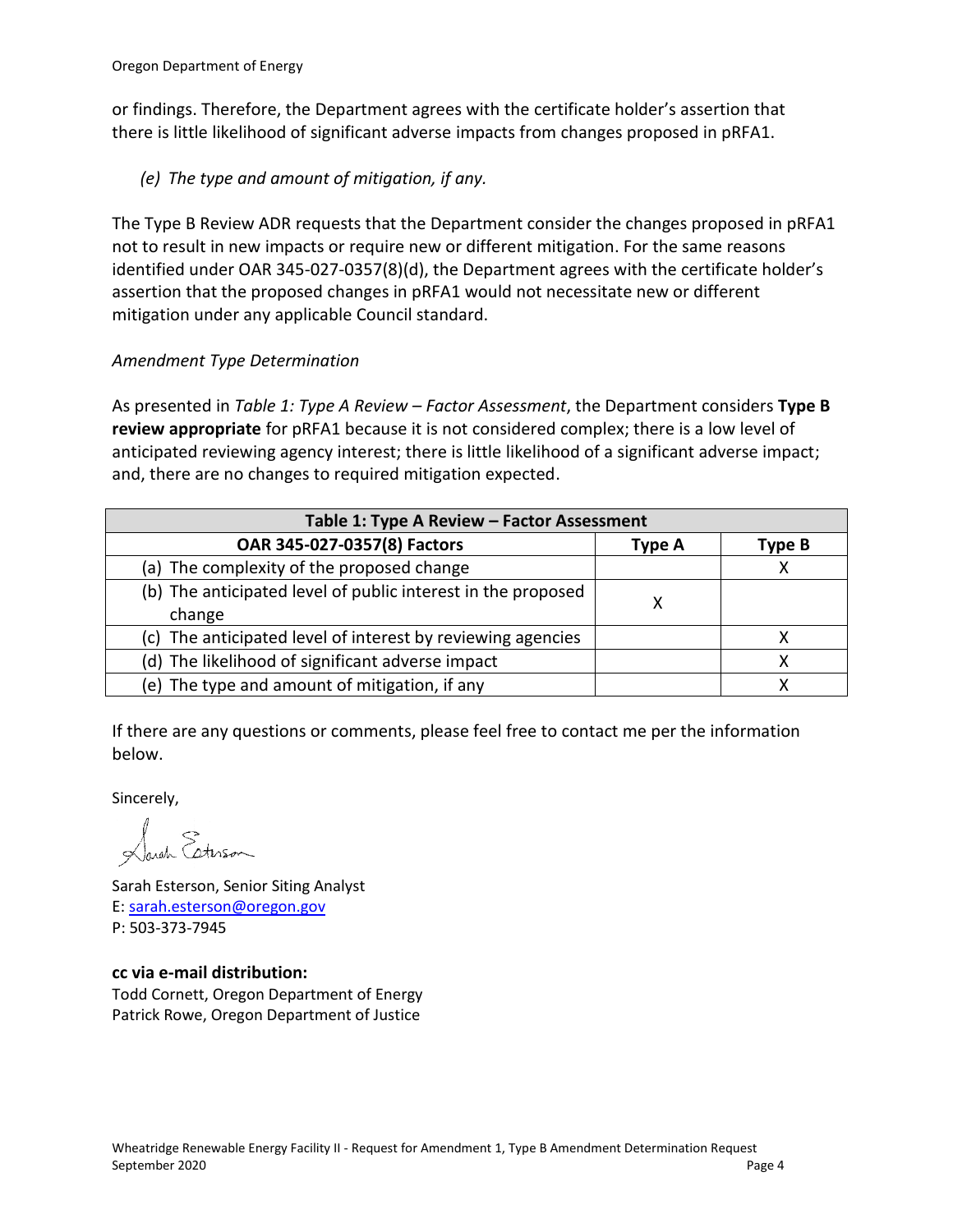or findings. Therefore, the Department agrees with the certificate holder's assertion that there is little likelihood of significant adverse impacts from changes proposed in pRFA1.

*(e) The type and amount of mitigation, if any.*

The Type B Review ADR requests that the Department consider the changes proposed in pRFA1 not to result in new impacts or require new or different mitigation. For the same reasons identified under OAR 345-027-0357(8)(d), the Department agrees with the certificate holder's assertion that the proposed changes in pRFA1 would not necessitate new or different mitigation under any applicable Council standard.

*Amendment Type Determination*

As presented in *Table 1: Type A Review – Factor Assessment*, the Department considers **Type B review appropriate** for pRFA1 because it is not considered complex; there is a low level of anticipated reviewing agency interest; there is little likelihood of a significant adverse impact; and, there are no changes to required mitigation expected.

**Table 1: Type A Review – Factor Assessment**

| OAR 345-027-0357(8) Factors | Type A | Type B |
|---|---|---|
| (a) The complexity of the proposed change | | X |
| (b) The anticipated level of public interest in the proposed change | X | |
| (c) The anticipated level of interest by reviewing agencies | | X |
| (d) The likelihood of significant adverse impact | | X |
| (e) The type and amount of mitigation, if any | | X |

If there are any questions or comments, please feel free to contact me per the information below.

Sincerely,

Sarah Esterson, Senior Siting Analyst
E: sarah.esterson@oregon.gov
P: 503-373-7945

**cc via e-mail distribution:**
Todd Cornett, Oregon Department of Energy
Patrick Rowe, Oregon Department of Justice